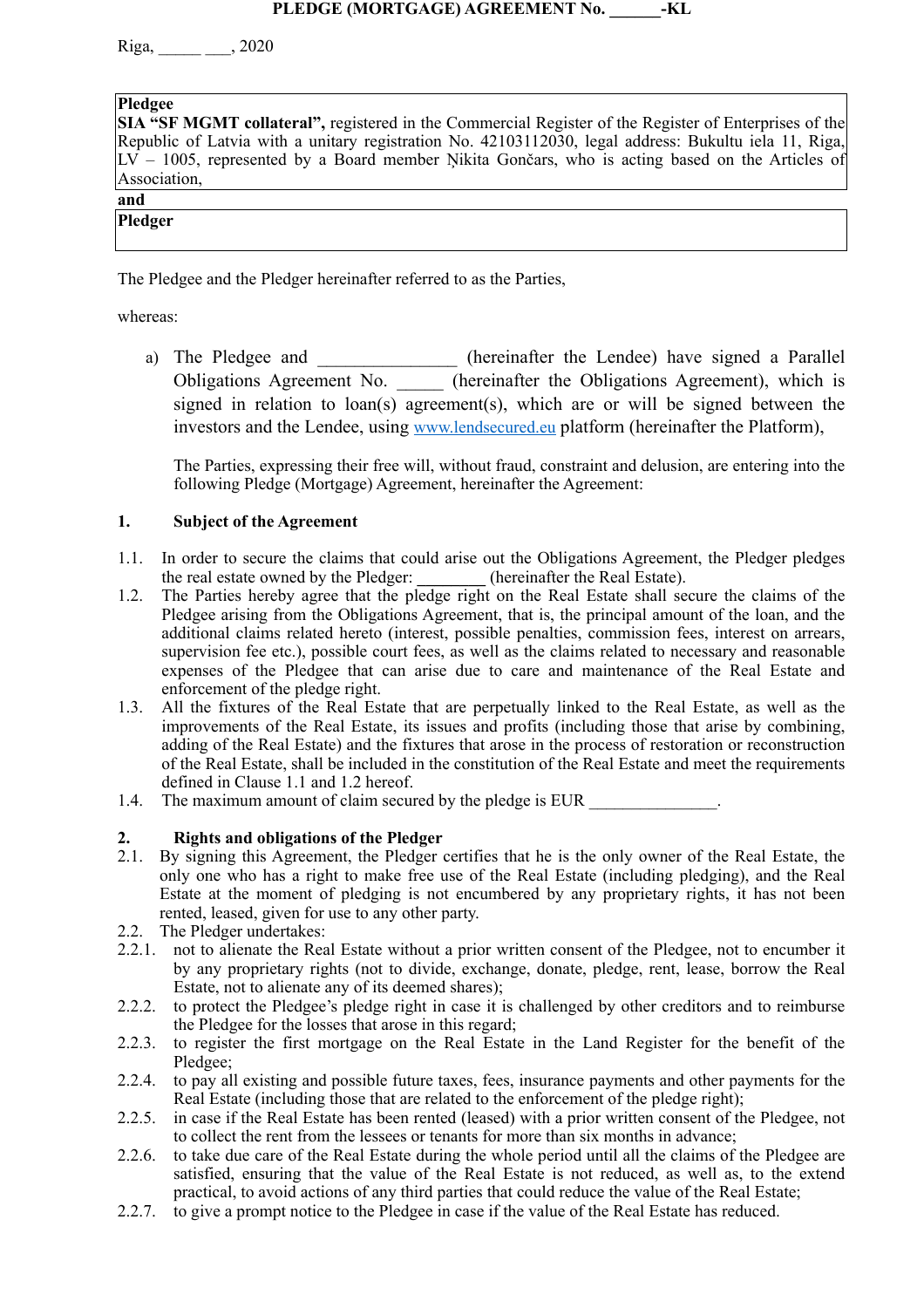# PLEDGE (MORTGAGE) AGREEMENT No. ______-KL

Riga, _____ ___, 2020

| **Pledgee** |
|---|
| **SIA "SF MGMT collateral",** registered in the Commercial Register of the Register of Enterprises of the Republic of Latvia with a unitary registration No. 42103112030, legal address: Bukultu iela 11, Riga, LV – 1005, represented by a Board member Ņikita Gončars, who is acting based on the Articles of Association, |

**and**

| **Pledger** |
|---|
| |

The Pledgee and the Pledger hereinafter referred to as the Parties,

whereas:

a) The Pledgee and _______________ (hereinafter the Lendee) have signed a Parallel Obligations Agreement No. _____ (hereinafter the Obligations Agreement), which is signed in relation to loan(s) agreement(s), which are or will be signed between the investors and the Lendee, using www.lendsecured.eu platform (hereinafter the Platform),

The Parties, expressing their free will, without fraud, constraint and delusion, are entering into the following Pledge (Mortgage) Agreement, hereinafter the Agreement:

## 1. Subject of the Agreement

1.1. In order to secure the claims that could arise out the Obligations Agreement, the Pledger pledges the real estate owned by the Pledger: ________ (hereinafter the Real Estate).

1.2. The Parties hereby agree that the pledge right on the Real Estate shall secure the claims of the Pledgee arising from the Obligations Agreement, that is, the principal amount of the loan, and the additional claims related hereto (interest, possible penalties, commission fees, interest on arrears, supervision fee etc.), possible court fees, as well as the claims related to necessary and reasonable expenses of the Pledgee that can arise due to care and maintenance of the Real Estate and enforcement of the pledge right.

1.3. All the fixtures of the Real Estate that are perpetually linked to the Real Estate, as well as the improvements of the Real Estate, its issues and profits (including those that arise by combining, adding of the Real Estate) and the fixtures that arose in the process of restoration or reconstruction of the Real Estate, shall be included in the constitution of the Real Estate and meet the requirements defined in Clause 1.1 and 1.2 hereof.

1.4. The maximum amount of claim secured by the pledge is EUR _______________.

## 2. Rights and obligations of the Pledger

2.1. By signing this Agreement, the Pledger certifies that he is the only owner of the Real Estate, the only one who has a right to make free use of the Real Estate (including pledging), and the Real Estate at the moment of pledging is not encumbered by any proprietary rights, it has not been rented, leased, given for use to any other party.

2.2. The Pledger undertakes:

2.2.1. not to alienate the Real Estate without a prior written consent of the Pledgee, not to encumber it by any proprietary rights (not to divide, exchange, donate, pledge, rent, lease, borrow the Real Estate, not to alienate any of its deemed shares);

2.2.2. to protect the Pledgee's pledge right in case it is challenged by other creditors and to reimburse the Pledgee for the losses that arose in this regard;

2.2.3. to register the first mortgage on the Real Estate in the Land Register for the benefit of the Pledgee;

2.2.4. to pay all existing and possible future taxes, fees, insurance payments and other payments for the Real Estate (including those that are related to the enforcement of the pledge right);

2.2.5. in case if the Real Estate has been rented (leased) with a prior written consent of the Pledgee, not to collect the rent from the lessees or tenants for more than six months in advance;

2.2.6. to take due care of the Real Estate during the whole period until all the claims of the Pledgee are satisfied, ensuring that the value of the Real Estate is not reduced, as well as, to the extend practical, to avoid actions of any third parties that could reduce the value of the Real Estate;

2.2.7. to give a prompt notice to the Pledgee in case if the value of the Real Estate has reduced.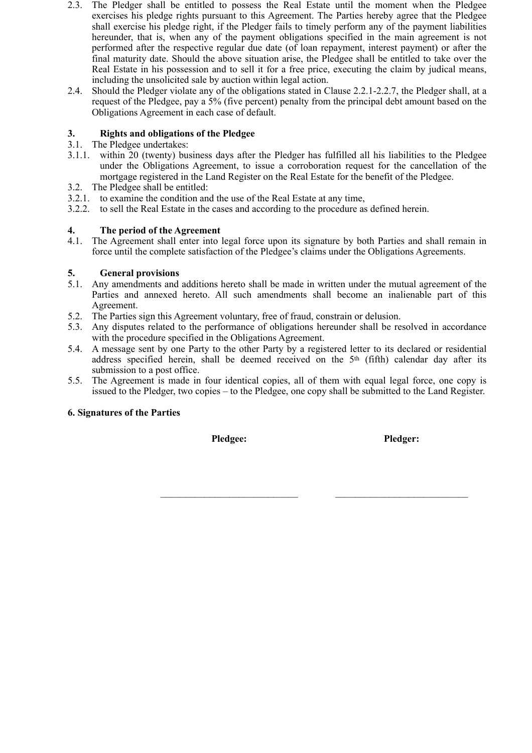2.3. The Pledger shall be entitled to possess the Real Estate until the moment when the Pledgee exercises his pledge rights pursuant to this Agreement. The Parties hereby agree that the Pledgee shall exercise his pledge right, if the Pledger fails to timely perform any of the payment liabilities hereunder, that is, when any of the payment obligations specified in the main agreement is not performed after the respective regular due date (of loan repayment, interest payment) or after the final maturity date. Should the above situation arise, the Pledgee shall be entitled to take over the Real Estate in his possession and to sell it for a free price, executing the claim by judical means, including the unsolicited sale by auction within legal action.

2.4. Should the Pledger violate any of the obligations stated in Clause 2.2.1-2.2.7, the Pledger shall, at a request of the Pledgee, pay a 5% (five percent) penalty from the principal debt amount based on the Obligations Agreement in each case of default.

**3. Rights and obligations of the Pledgee**

3.1. The Pledgee undertakes:

3.1.1. within 20 (twenty) business days after the Pledger has fulfilled all his liabilities to the Pledgee under the Obligations Agreement, to issue a corroboration request for the cancellation of the mortgage registered in the Land Register on the Real Estate for the benefit of the Pledgee.

3.2. The Pledgee shall be entitled:

3.2.1. to examine the condition and the use of the Real Estate at any time,

3.2.2. to sell the Real Estate in the cases and according to the procedure as defined herein.

**4. The period of the Agreement**

4.1. The Agreement shall enter into legal force upon its signature by both Parties and shall remain in force until the complete satisfaction of the Pledgee's claims under the Obligations Agreements.

**5. General provisions**

5.1. Any amendments and additions hereto shall be made in written under the mutual agreement of the Parties and annexed hereto. All such amendments shall become an inalienable part of this Agreement.

5.2. The Parties sign this Agreement voluntary, free of fraud, constrain or delusion.

5.3. Any disputes related to the performance of obligations hereunder shall be resolved in accordance with the procedure specified in the Obligations Agreement.

5.4. A message sent by one Party to the other Party by a registered letter to its declared or residential address specified herein, shall be deemed received on the 5th (fifth) calendar day after its submission to a post office.

5.5. The Agreement is made in four identical copies, all of them with equal legal force, one copy is issued to the Pledger, two copies – to the Pledgee, one copy shall be submitted to the Land Register.

**6. Signatures of the Parties**

| **Pledgee:** | **Pledger:** |
|---|---|
| \_\_\_\_\_\_\_\_\_\_\_\_\_\_\_\_\_\_\_\_\_\_\_\_\_\_\_\_\_\_ | \_\_\_\_\_\_\_\_\_\_\_\_\_\_\_\_\_\_\_\_\_\_\_\_\_\_\_\_\_\_ |